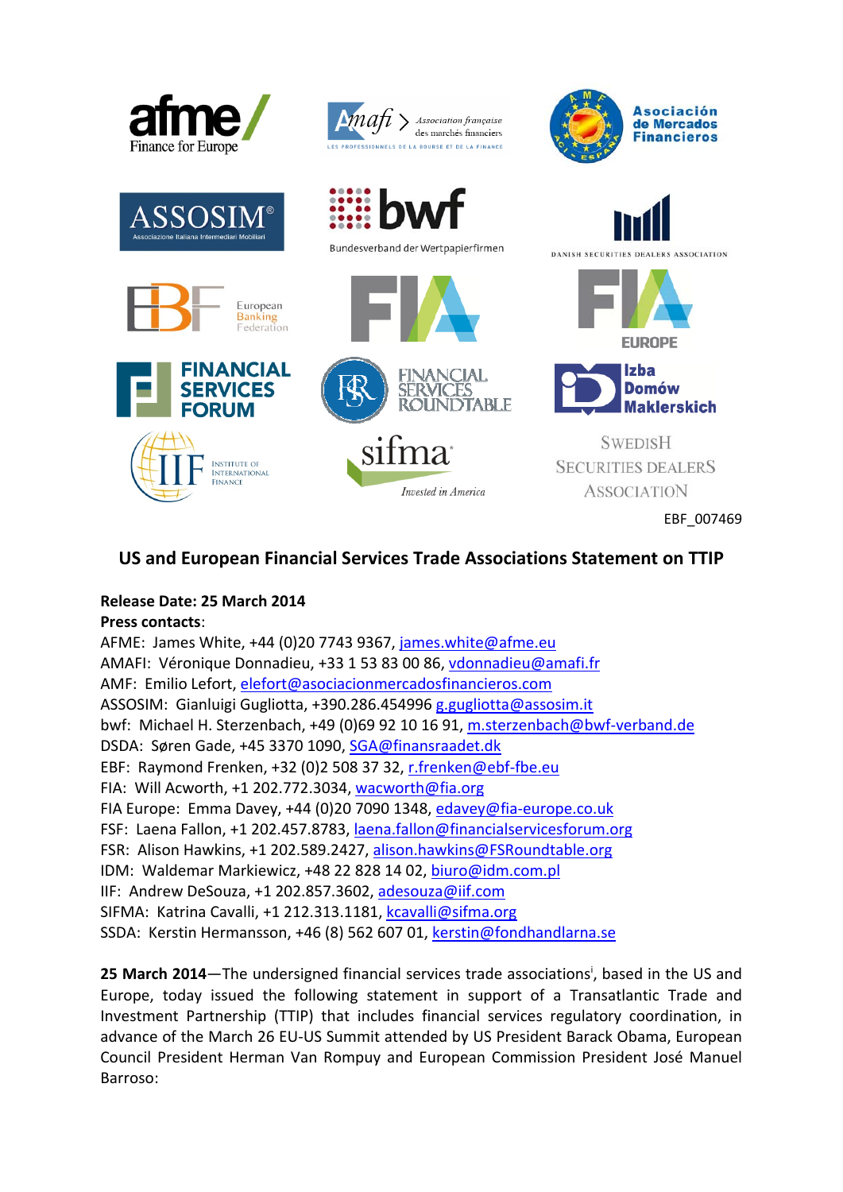EBF_007469

## US and European Financial Services Trade Associations Statement on TTIP

**Release Date: 25 March 2014**
**Press contacts**:
AFME: James White, +44 (0)20 7743 9367, james.white@afme.eu
AMAFI: Véronique Donnadieu, +33 1 53 83 00 86, vdonnadieu@amafi.fr
AMF: Emilio Lefort, elefort@asociacionmercadosfinancieros.com
ASSOSIM: Gianluigi Gugliotta, +390.286.454996 g.gugliotta@assosim.it
bwf: Michael H. Sterzenbach, +49 (0)69 92 10 16 91, m.sterzenbach@bwf-verband.de
DSDA: Søren Gade, +45 3370 1090, SGA@finansraadet.dk
EBF: Raymond Frenken, +32 (0)2 508 37 32, r.frenken@ebf-fbe.eu
FIA: Will Acworth, +1 202.772.3034, wacworth@fia.org
FIA Europe: Emma Davey, +44 (0)20 7090 1348, edavey@fia-europe.co.uk
FSF: Laena Fallon, +1 202.457.8783, laena.fallon@financialservicesforum.org
FSR: Alison Hawkins, +1 202.589.2427, alison.hawkins@FSRoundtable.org
IDM: Waldemar Markiewicz, +48 22 828 14 02, biuro@idm.com.pl
IIF: Andrew DeSouza, +1 202.857.3602, adesouza@iif.com
SIFMA: Katrina Cavalli, +1 212.313.1181, kcavalli@sifma.org
SSDA: Kerstin Hermansson, +46 (8) 562 607 01, kerstin@fondhandlarna.se

**25 March 2014**—The undersigned financial services trade associations[i], based in the US and Europe, today issued the following statement in support of a Transatlantic Trade and Investment Partnership (TTIP) that includes financial services regulatory coordination, in advance of the March 26 EU-US Summit attended by US President Barack Obama, European Council President Herman Van Rompuy and European Commission President José Manuel Barroso: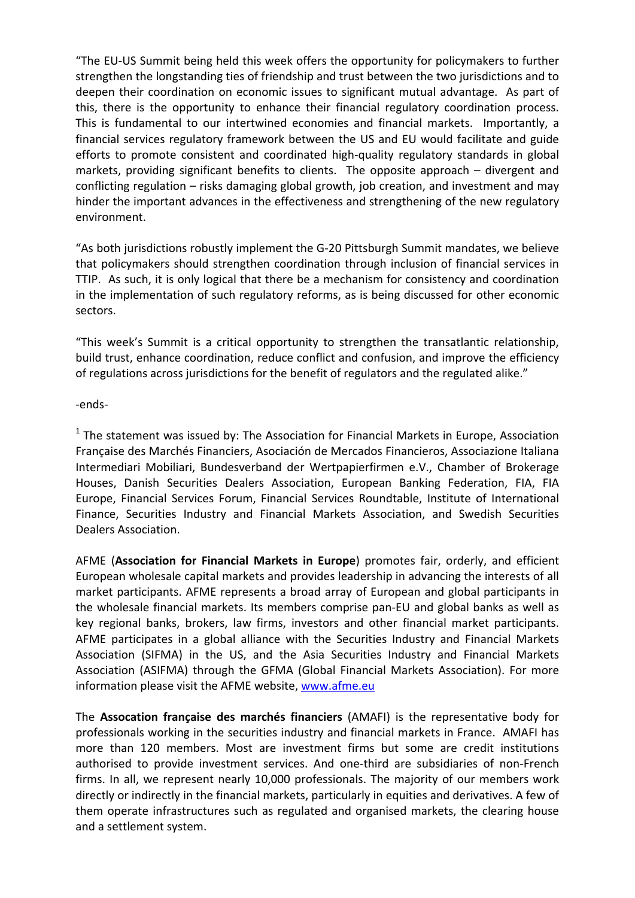"The EU-US Summit being held this week offers the opportunity for policymakers to further strengthen the longstanding ties of friendship and trust between the two jurisdictions and to deepen their coordination on economic issues to significant mutual advantage. As part of this, there is the opportunity to enhance their financial regulatory coordination process. This is fundamental to our intertwined economies and financial markets. Importantly, a financial services regulatory framework between the US and EU would facilitate and guide efforts to promote consistent and coordinated high-quality regulatory standards in global markets, providing significant benefits to clients. The opposite approach – divergent and conflicting regulation – risks damaging global growth, job creation, and investment and may hinder the important advances in the effectiveness and strengthening of the new regulatory environment.

"As both jurisdictions robustly implement the G-20 Pittsburgh Summit mandates, we believe that policymakers should strengthen coordination through inclusion of financial services in TTIP. As such, it is only logical that there be a mechanism for consistency and coordination in the implementation of such regulatory reforms, as is being discussed for other economic sectors.

"This week's Summit is a critical opportunity to strengthen the transatlantic relationship, build trust, enhance coordination, reduce conflict and confusion, and improve the efficiency of regulations across jurisdictions for the benefit of regulators and the regulated alike."

-ends-

[1] The statement was issued by: The Association for Financial Markets in Europe, Association Française des Marchés Financiers, Asociación de Mercados Financieros, Associazione Italiana Intermediari Mobiliari, Bundesverband der Wertpapierfirmen e.V., Chamber of Brokerage Houses, Danish Securities Dealers Association, European Banking Federation, FIA, FIA Europe, Financial Services Forum, Financial Services Roundtable, Institute of International Finance, Securities Industry and Financial Markets Association, and Swedish Securities Dealers Association.

AFME (**Association for Financial Markets in Europe**) promotes fair, orderly, and efficient European wholesale capital markets and provides leadership in advancing the interests of all market participants. AFME represents a broad array of European and global participants in the wholesale financial markets. Its members comprise pan-EU and global banks as well as key regional banks, brokers, law firms, investors and other financial market participants. AFME participates in a global alliance with the Securities Industry and Financial Markets Association (SIFMA) in the US, and the Asia Securities Industry and Financial Markets Association (ASIFMA) through the GFMA (Global Financial Markets Association). For more information please visit the AFME website, www.afme.eu

The **Assocation française des marchés financiers** (AMAFI) is the representative body for professionals working in the securities industry and financial markets in France. AMAFI has more than 120 members. Most are investment firms but some are credit institutions authorised to provide investment services. And one-third are subsidiaries of non-French firms. In all, we represent nearly 10,000 professionals. The majority of our members work directly or indirectly in the financial markets, particularly in equities and derivatives. A few of them operate infrastructures such as regulated and organised markets, the clearing house and a settlement system.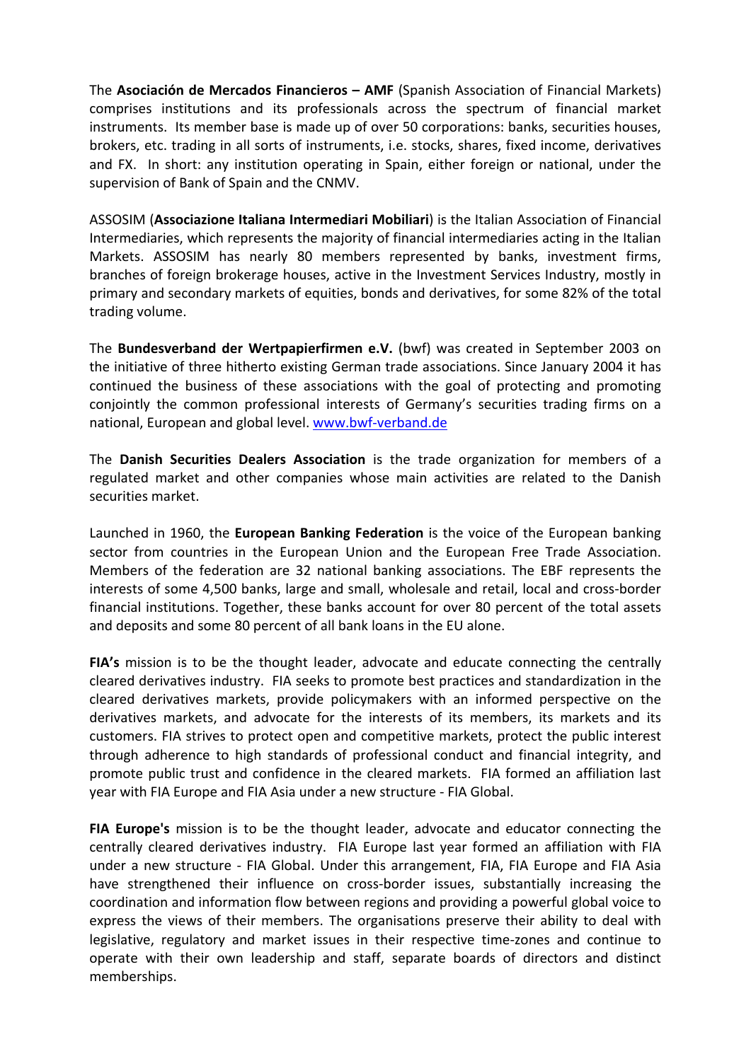The **Asociación de Mercados Financieros – AMF** (Spanish Association of Financial Markets) comprises institutions and its professionals across the spectrum of financial market instruments. Its member base is made up of over 50 corporations: banks, securities houses, brokers, etc. trading in all sorts of instruments, i.e. stocks, shares, fixed income, derivatives and FX. In short: any institution operating in Spain, either foreign or national, under the supervision of Bank of Spain and the CNMV.

ASSOSIM (**Associazione Italiana Intermediari Mobiliari**) is the Italian Association of Financial Intermediaries, which represents the majority of financial intermediaries acting in the Italian Markets. ASSOSIM has nearly 80 members represented by banks, investment firms, branches of foreign brokerage houses, active in the Investment Services Industry, mostly in primary and secondary markets of equities, bonds and derivatives, for some 82% of the total trading volume.

The **Bundesverband der Wertpapierfirmen e.V.** (bwf) was created in September 2003 on the initiative of three hitherto existing German trade associations. Since January 2004 it has continued the business of these associations with the goal of protecting and promoting conjointly the common professional interests of Germany's securities trading firms on a national, European and global level. www.bwf-verband.de

The **Danish Securities Dealers Association** is the trade organization for members of a regulated market and other companies whose main activities are related to the Danish securities market.

Launched in 1960, the **European Banking Federation** is the voice of the European banking sector from countries in the European Union and the European Free Trade Association. Members of the federation are 32 national banking associations. The EBF represents the interests of some 4,500 banks, large and small, wholesale and retail, local and cross-border financial institutions. Together, these banks account for over 80 percent of the total assets and deposits and some 80 percent of all bank loans in the EU alone.

**FIA's** mission is to be the thought leader, advocate and educate connecting the centrally cleared derivatives industry. FIA seeks to promote best practices and standardization in the cleared derivatives markets, provide policymakers with an informed perspective on the derivatives markets, and advocate for the interests of its members, its markets and its customers. FIA strives to protect open and competitive markets, protect the public interest through adherence to high standards of professional conduct and financial integrity, and promote public trust and confidence in the cleared markets. FIA formed an affiliation last year with FIA Europe and FIA Asia under a new structure - FIA Global.

**FIA Europe's** mission is to be the thought leader, advocate and educator connecting the centrally cleared derivatives industry. FIA Europe last year formed an affiliation with FIA under a new structure - FIA Global. Under this arrangement, FIA, FIA Europe and FIA Asia have strengthened their influence on cross-border issues, substantially increasing the coordination and information flow between regions and providing a powerful global voice to express the views of their members. The organisations preserve their ability to deal with legislative, regulatory and market issues in their respective time-zones and continue to operate with their own leadership and staff, separate boards of directors and distinct memberships.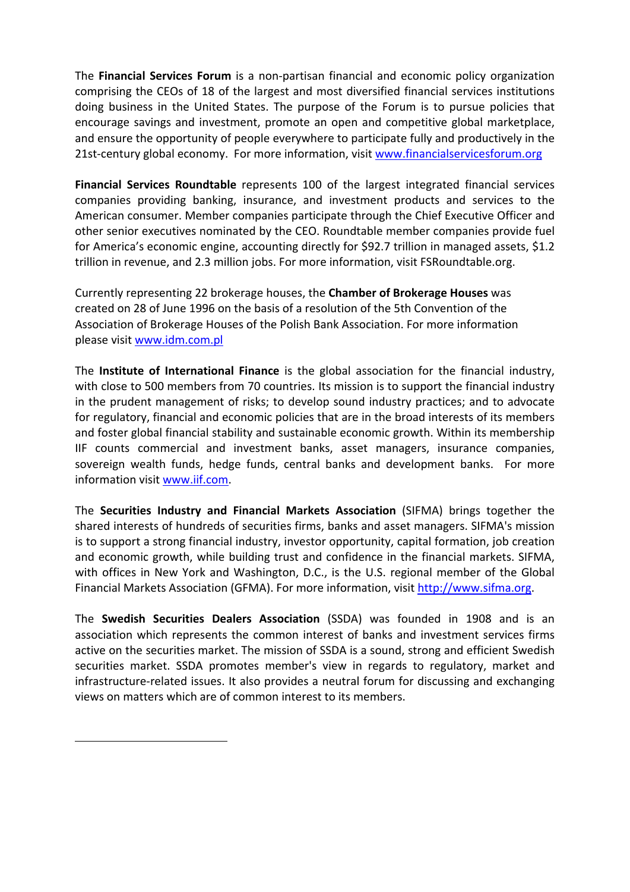The **Financial Services Forum** is a non-partisan financial and economic policy organization comprising the CEOs of 18 of the largest and most diversified financial services institutions doing business in the United States. The purpose of the Forum is to pursue policies that encourage savings and investment, promote an open and competitive global marketplace, and ensure the opportunity of people everywhere to participate fully and productively in the 21st-century global economy. For more information, visit www.financialservicesforum.org

**Financial Services Roundtable** represents 100 of the largest integrated financial services companies providing banking, insurance, and investment products and services to the American consumer. Member companies participate through the Chief Executive Officer and other senior executives nominated by the CEO. Roundtable member companies provide fuel for America's economic engine, accounting directly for $92.7 trillion in managed assets, $1.2 trillion in revenue, and 2.3 million jobs. For more information, visit FSRoundtable.org.

Currently representing 22 brokerage houses, the **Chamber of Brokerage Houses** was created on 28 of June 1996 on the basis of a resolution of the 5th Convention of the Association of Brokerage Houses of the Polish Bank Association. For more information please visit www.idm.com.pl

The **Institute of International Finance** is the global association for the financial industry, with close to 500 members from 70 countries. Its mission is to support the financial industry in the prudent management of risks; to develop sound industry practices; and to advocate for regulatory, financial and economic policies that are in the broad interests of its members and foster global financial stability and sustainable economic growth. Within its membership IIF counts commercial and investment banks, asset managers, insurance companies, sovereign wealth funds, hedge funds, central banks and development banks. For more information visit www.iif.com.

The **Securities Industry and Financial Markets Association** (SIFMA) brings together the shared interests of hundreds of securities firms, banks and asset managers. SIFMA's mission is to support a strong financial industry, investor opportunity, capital formation, job creation and economic growth, while building trust and confidence in the financial markets. SIFMA, with offices in New York and Washington, D.C., is the U.S. regional member of the Global Financial Markets Association (GFMA). For more information, visit http://www.sifma.org.

The **Swedish Securities Dealers Association** (SSDA) was founded in 1908 and is an association which represents the common interest of banks and investment services firms active on the securities market. The mission of SSDA is a sound, strong and efficient Swedish securities market. SSDA promotes member's view in regards to regulatory, market and infrastructure-related issues. It also provides a neutral forum for discussing and exchanging views on matters which are of common interest to its members.